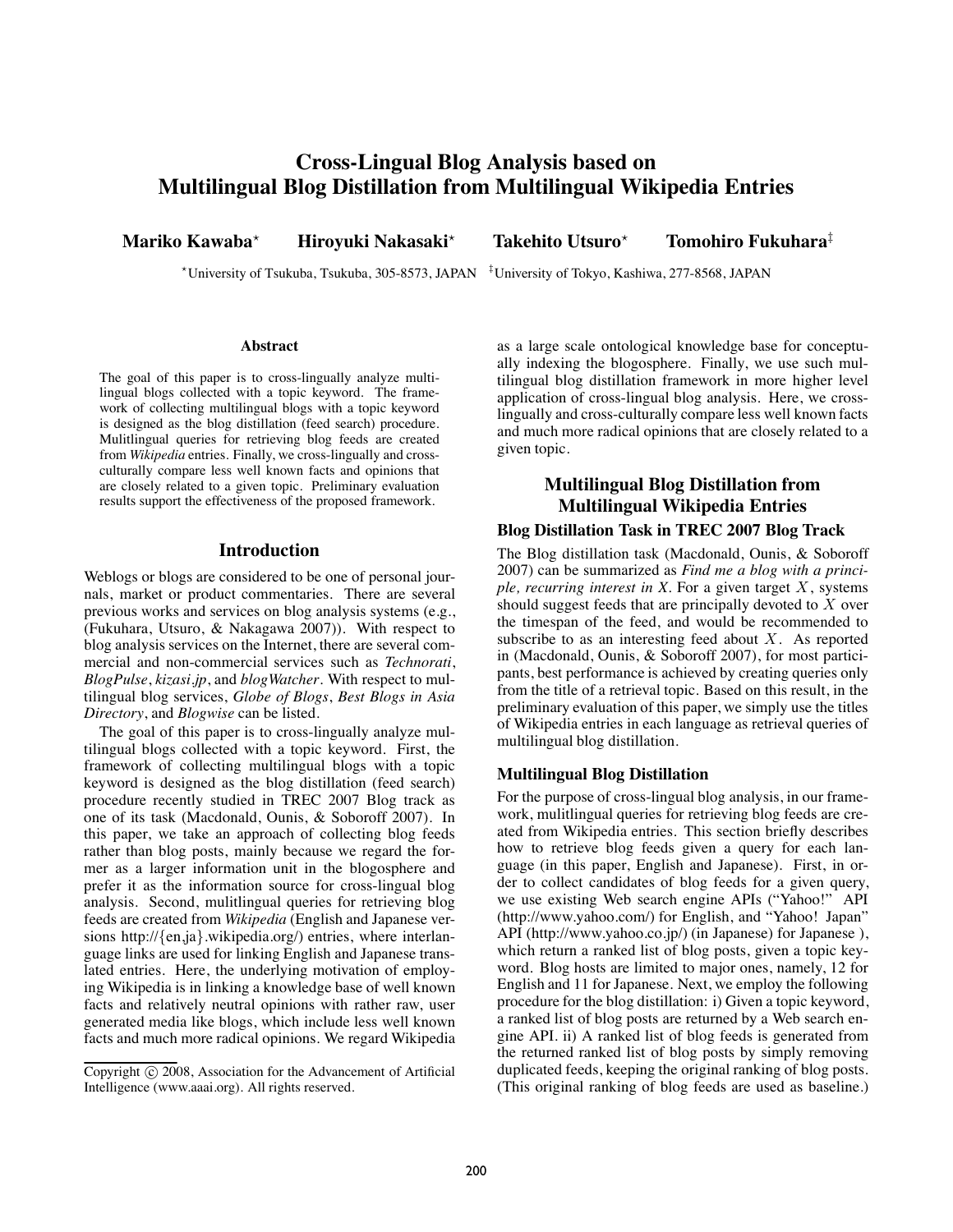# Cross-Lingual Blog Analysis based on Multilingual Blog Distillation from Multilingual Wikipedia Entries

**Mariko Kawaba**[⋆] **Hiroyuki Nakasaki**[⋆] **Takehito Utsuro**[⋆] **Tomohiro Fukuhara**[‡]

[⋆]University of Tsukuba, Tsukuba, 305-8573, JAPAN [‡]University of Tokyo, Kashiwa, 277-8568, JAPAN

### Abstract

The goal of this paper is to cross-lingually analyze multilingual blogs collected with a topic keyword. The framework of collecting multilingual blogs with a topic keyword is designed as the blog distillation (feed search) procedure. Mulitlingual queries for retrieving blog feeds are created from *Wikipedia* entries. Finally, we cross-lingually and cross-culturally compare less well known facts and opinions that are closely related to a given topic. Preliminary evaluation results support the effectiveness of the proposed framework.

## Introduction

Weblogs or blogs are considered to be one of personal journals, market or product commentaries. There are several previous works and services on blog analysis systems (e.g., (Fukuhara, Utsuro, & Nakagawa 2007)). With respect to blog analysis services on the Internet, there are several commercial and non-commercial services such as *Technorati*, *BlogPulse*, *kizasi.jp*, and *blogWatcher*. With respect to multilingual blog services, *Globe of Blogs*, *Best Blogs in Asia Directory*, and *Blogwise* can be listed.

The goal of this paper is to cross-lingually analyze multilingual blogs collected with a topic keyword. First, the framework of collecting multilingual blogs with a topic keyword is designed as the blog distillation (feed search) procedure recently studied in TREC 2007 Blog track as one of its task (Macdonald, Ounis, & Soboroff 2007). In this paper, we take an approach of collecting blog feeds rather than blog posts, mainly because we regard the former as a larger information unit in the blogosphere and prefer it as the information source for cross-lingual blog analysis. Second, mulitlingual queries for retrieving blog feeds are created from *Wikipedia* (English and Japanese versions http://{en,ja}.wikipedia.org/) entries, where interlanguage links are used for linking English and Japanese translated entries. Here, the underlying motivation of employing Wikipedia is in linking a knowledge base of well known facts and relatively neutral opinions with rather raw, user generated media like blogs, which include less well known facts and much more radical opinions. We regard Wikipedia as a large scale ontological knowledge base for conceptually indexing the blogosphere. Finally, we use such multilingual blog distillation framework in more higher level application of cross-lingual blog analysis. Here, we cross-lingually and cross-culturally compare less well known facts and much more radical opinions that are closely related to a given topic.

Copyright © 2008, Association for the Advancement of Artificial Intelligence (www.aaai.org). All rights reserved.

## Multilingual Blog Distillation from Multilingual Wikipedia Entries

### Blog Distillation Task in TREC 2007 Blog Track

The Blog distillation task (Macdonald, Ounis, & Soboroff 2007) can be summarized as *Find me a blog with a principle, recurring interest in X*. For a given target $X$, systems should suggest feeds that are principally devoted to $X$ over the timespan of the feed, and would be recommended to subscribe to as an interesting feed about $X$. As reported in (Macdonald, Ounis, & Soboroff 2007), for most participants, best performance is achieved by creating queries only from the title of a retrieval topic. Based on this result, in the preliminary evaluation of this paper, we simply use the titles of Wikipedia entries in each language as retrieval queries of multilingual blog distillation.

### Multilingual Blog Distillation

For the purpose of cross-lingual blog analysis, in our framework, mulitlingual queries for retrieving blog feeds are created from Wikipedia entries. This section briefly describes how to retrieve blog feeds given a query for each language (in this paper, English and Japanese). First, in order to collect candidates of blog feeds for a given query, we use existing Web search engine APIs ("Yahoo!" API (http://www.yahoo.com/) for English, and "Yahoo! Japan" API (http://www.yahoo.co.jp/) (in Japanese) for Japanese ), which return a ranked list of blog posts, given a topic keyword. Blog hosts are limited to major ones, namely, 12 for English and 11 for Japanese. Next, we employ the following procedure for the blog distillation: i) Given a topic keyword, a ranked list of blog posts are returned by a Web search engine API. ii) A ranked list of blog feeds is generated from the returned ranked list of blog posts by simply removing duplicated feeds, keeping the original ranking of blog posts. (This original ranking of blog feeds are used as baseline.)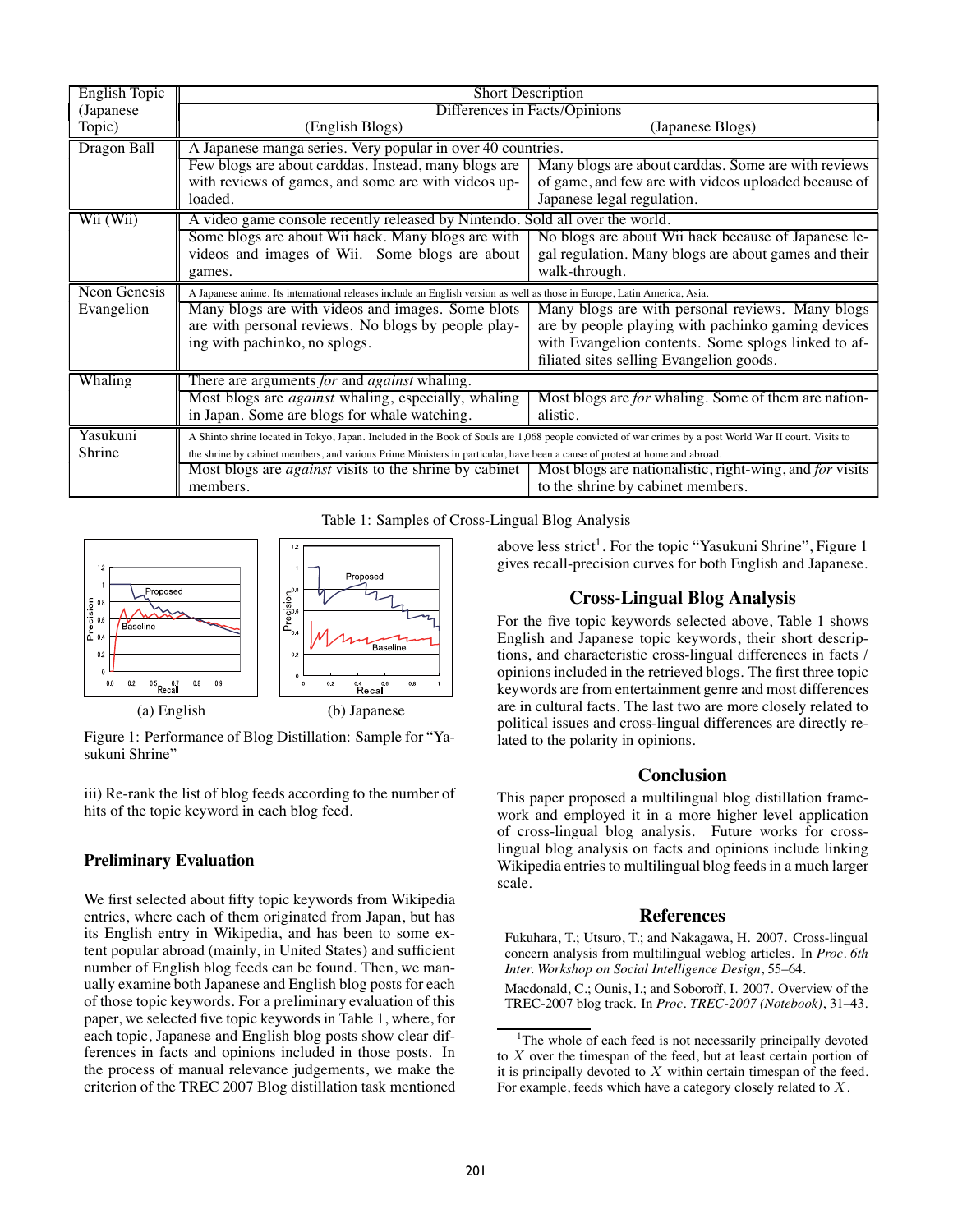| English Topic (Japanese Topic) | Short Description | |
|---|---|---|
| | Differences in Facts/Opinions | |
| | (English Blogs) | (Japanese Blogs) |
| Dragon Ball | A Japanese manga series. Very popular in over 40 countries. | |
| | Few blogs are about carddas. Instead, many blogs are with reviews of games, and some are with videos uploaded. | Many blogs are about carddas. Some are with reviews of game, and few are with videos uploaded because of Japanese legal regulation. |
| Wii (Wii) | A video game console recently released by Nintendo. Sold all over the world. | |
| | Some blogs are about Wii hack. Many blogs are with videos and images of Wii. Some blogs are about games. | No blogs are about Wii hack because of Japanese legal regulation. Many blogs are about games and their walk-through. |
| Neon Genesis Evangelion | A Japanese anime. Its international releases include an English version as well as those in Europe, Latin America, Asia. | |
| | Many blogs are with videos and images. Some blots are with personal reviews. No blogs by people playing with pachinko, no splogs. | Many blogs are with personal reviews. Many blogs are by people playing with pachinko gaming devices with Evangelion contents. Some splogs linked to affiliated sites selling Evangelion goods. |
| Whaling | There are arguments *for* and *against* whaling. | |
| | Most blogs are *against* whaling, especially, whaling in Japan. Some are blogs for whale watching. | Most blogs are *for* whaling. Some of them are nationalistic. |
| Yasukuni Shrine | A Shinto shrine located in Tokyo, Japan. Included in the Book of Souls are 1,068 people convicted of war crimes by a post World War II court. Visits to the shrine by cabinet members, and various Prime Ministers in particular, have been a cause of protest at home and abroad. | |
| | Most blogs are *against* visits to the shrine by cabinet members. | Most blogs are nationalistic, right-wing, and *for* visits to the shrine by cabinet members. |

Table 1: Samples of Cross-Lingual Blog Analysis

(a) English

(b) Japanese

Figure 1: Performance of Blog Distillation: Sample for "Yasukuni Shrine"

iii) Re-rank the list of blog feeds according to the number of hits of the topic keyword in each blog feed.

## Preliminary Evaluation

We first selected about fifty topic keywords from Wikipedia entries, where each of them originated from Japan, but has its English entry in Wikipedia, and has been to some extent popular abroad (mainly, in United States) and sufficient number of English blog feeds can be found. Then, we manually examine both Japanese and English blog posts for each of those topic keywords. For a preliminary evaluation of this paper, we selected five topic keywords in Table 1, where, for each topic, Japanese and English blog posts show clear differences in facts and opinions included in those posts. In the process of manual relevance judgements, we make the criterion of the TREC 2007 Blog distillation task mentioned above less strict[1]. For the topic "Yasukuni Shrine", Figure 1 gives recall-precision curves for both English and Japanese.

## Cross-Lingual Blog Analysis

For the five topic keywords selected above, Table 1 shows English and Japanese topic keywords, their short descriptions, and characteristic cross-lingual differences in facts / opinions included in the retrieved blogs. The first three topic keywords are from entertainment genre and most differences are in cultural facts. The last two are more closely related to political issues and cross-lingual differences are directly related to the polarity in opinions.

## Conclusion

This paper proposed a multilingual blog distillation framework and employed it in a more higher level application of cross-lingual blog analysis. Future works for cross-lingual blog analysis on facts and opinions include linking Wikipedia entries to multilingual blog feeds in a much larger scale.

## References

Fukuhara, T.; Utsuro, T.; and Nakagawa, H. 2007. Cross-lingual concern analysis from multilingual weblog articles. In *Proc. 6th Inter. Workshop on Social Intelligence Design*, 55–64.

Macdonald, C.; Ounis, I.; and Soboroff, I. 2007. Overview of the TREC-2007 blog track. In *Proc. TREC-2007 (Notebook)*, 31–43.

[1] The whole of each feed is not necessarily principally devoted to $X$ over the timespan of the feed, but at least certain portion of it is principally devoted to $X$ within certain timespan of the feed. For example, feeds which have a category closely related to $X$.